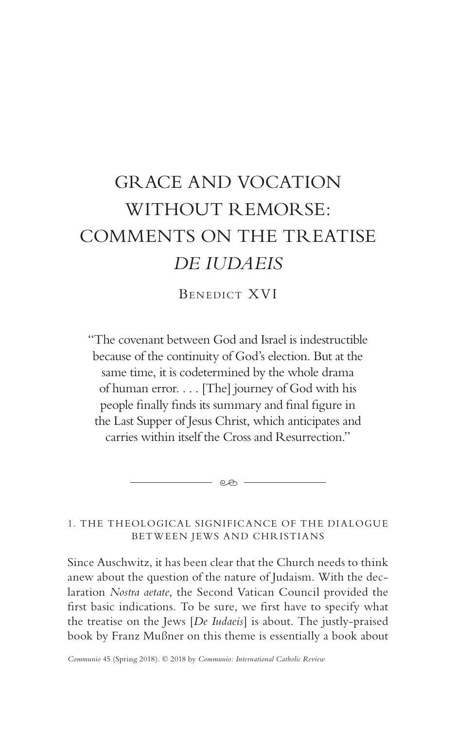# GRACE AND VOCATION WITHOUT REMORSE: COMMENTS ON THE TREATISE *DE IUDAEIS*

Benedict XVI

> "The covenant between God and Israel is indestructible because of the continuity of God's election. But at the same time, it is codetermined by the whole drama of human error. . . . [The] journey of God with his people finally finds its summary and final figure in the Last Supper of Jesus Christ, which anticipates and carries within itself the Cross and Resurrection."

## 1. THE THEOLOGICAL SIGNIFICANCE OF THE DIALOGUE BETWEEN JEWS AND CHRISTIANS

Since Auschwitz, it has been clear that the Church needs to think anew about the question of the nature of Judaism. With the declaration *Nostra aetate*, the Second Vatican Council provided the first basic indications. To be sure, we first have to specify what the treatise on the Jews [*De Iudaeis*] is about. The justly-praised book by Franz Mußner on this theme is essentially a book about

*Communio* 45 (Spring 2018). © 2018 by *Communio: International Catholic Review*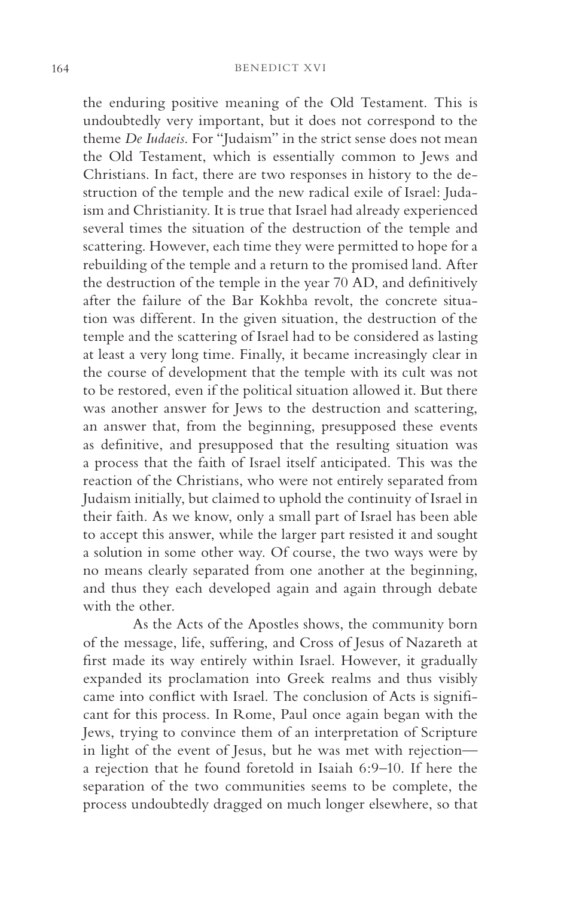the enduring positive meaning of the Old Testament. This is undoubtedly very important, but it does not correspond to the theme *De Iudaeis*. For "Judaism" in the strict sense does not mean the Old Testament, which is essentially common to Jews and Christians. In fact, there are two responses in history to the destruction of the temple and the new radical exile of Israel: Judaism and Christianity. It is true that Israel had already experienced several times the situation of the destruction of the temple and scattering. However, each time they were permitted to hope for a rebuilding of the temple and a return to the promised land. After the destruction of the temple in the year 70 AD, and definitively after the failure of the Bar Kokhba revolt, the concrete situation was different. In the given situation, the destruction of the temple and the scattering of Israel had to be considered as lasting at least a very long time. Finally, it became increasingly clear in the course of development that the temple with its cult was not to be restored, even if the political situation allowed it. But there was another answer for Jews to the destruction and scattering, an answer that, from the beginning, presupposed these events as definitive, and presupposed that the resulting situation was a process that the faith of Israel itself anticipated. This was the reaction of the Christians, who were not entirely separated from Judaism initially, but claimed to uphold the continuity of Israel in their faith. As we know, only a small part of Israel has been able to accept this answer, while the larger part resisted it and sought a solution in some other way. Of course, the two ways were by no means clearly separated from one another at the beginning, and thus they each developed again and again through debate with the other.

As the Acts of the Apostles shows, the community born of the message, life, suffering, and Cross of Jesus of Nazareth at first made its way entirely within Israel. However, it gradually expanded its proclamation into Greek realms and thus visibly came into conflict with Israel. The conclusion of Acts is significant for this process. In Rome, Paul once again began with the Jews, trying to convince them of an interpretation of Scripture in light of the event of Jesus, but he was met with rejection—a rejection that he found foretold in Isaiah 6:9–10. If here the separation of the two communities seems to be complete, the process undoubtedly dragged on much longer elsewhere, so that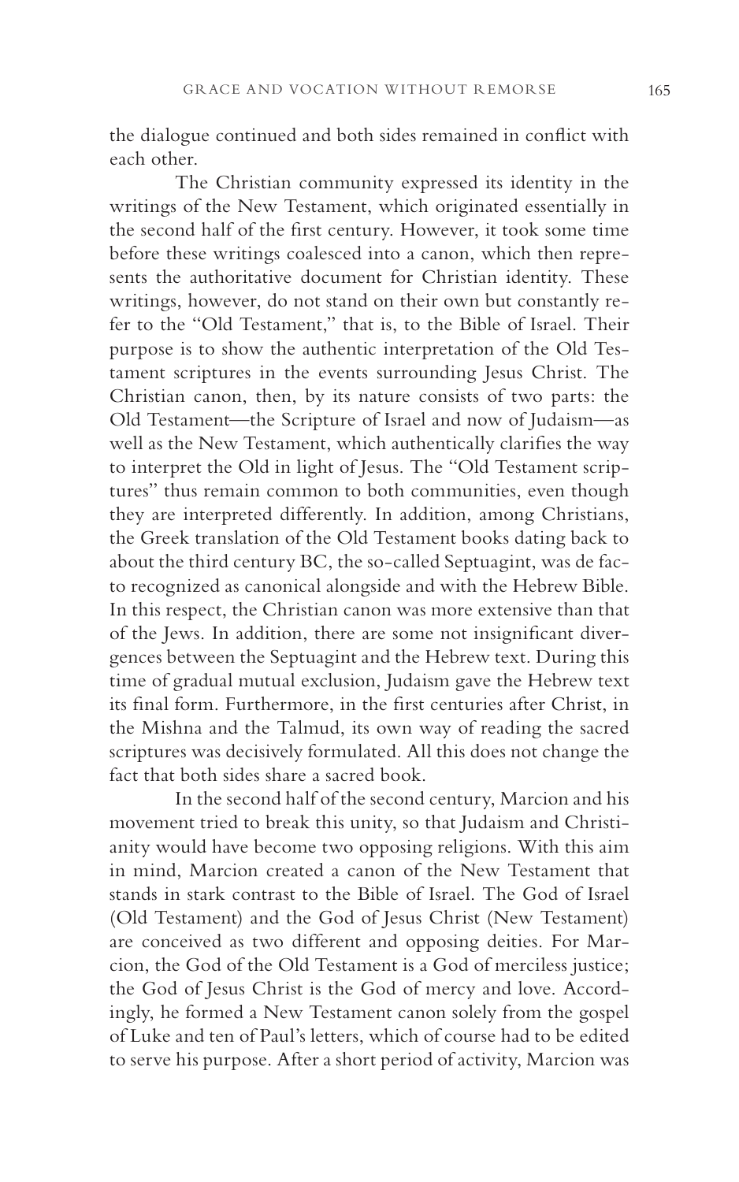the dialogue continued and both sides remained in conflict with each other.

The Christian community expressed its identity in the writings of the New Testament, which originated essentially in the second half of the first century. However, it took some time before these writings coalesced into a canon, which then represents the authoritative document for Christian identity. These writings, however, do not stand on their own but constantly refer to the "Old Testament," that is, to the Bible of Israel. Their purpose is to show the authentic interpretation of the Old Testament scriptures in the events surrounding Jesus Christ. The Christian canon, then, by its nature consists of two parts: the Old Testament—the Scripture of Israel and now of Judaism—as well as the New Testament, which authentically clarifies the way to interpret the Old in light of Jesus. The "Old Testament scriptures" thus remain common to both communities, even though they are interpreted differently. In addition, among Christians, the Greek translation of the Old Testament books dating back to about the third century BC, the so-called Septuagint, was de facto recognized as canonical alongside and with the Hebrew Bible. In this respect, the Christian canon was more extensive than that of the Jews. In addition, there are some not insignificant divergences between the Septuagint and the Hebrew text. During this time of gradual mutual exclusion, Judaism gave the Hebrew text its final form. Furthermore, in the first centuries after Christ, in the Mishna and the Talmud, its own way of reading the sacred scriptures was decisively formulated. All this does not change the fact that both sides share a sacred book.

In the second half of the second century, Marcion and his movement tried to break this unity, so that Judaism and Christianity would have become two opposing religions. With this aim in mind, Marcion created a canon of the New Testament that stands in stark contrast to the Bible of Israel. The God of Israel (Old Testament) and the God of Jesus Christ (New Testament) are conceived as two different and opposing deities. For Marcion, the God of the Old Testament is a God of merciless justice; the God of Jesus Christ is the God of mercy and love. Accordingly, he formed a New Testament canon solely from the gospel of Luke and ten of Paul's letters, which of course had to be edited to serve his purpose. After a short period of activity, Marcion was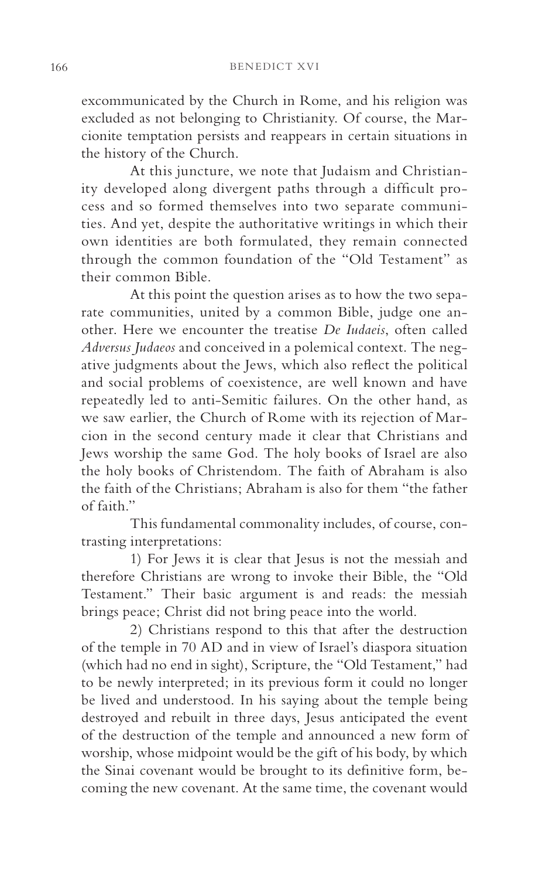excommunicated by the Church in Rome, and his religion was excluded as not belonging to Christianity. Of course, the Marcionite temptation persists and reappears in certain situations in the history of the Church.

At this juncture, we note that Judaism and Christianity developed along divergent paths through a difficult process and so formed themselves into two separate communities. And yet, despite the authoritative writings in which their own identities are both formulated, they remain connected through the common foundation of the "Old Testament" as their common Bible.

At this point the question arises as to how the two separate communities, united by a common Bible, judge one another. Here we encounter the treatise *De Iudaeis*, often called *Adversus Judaeos* and conceived in a polemical context. The negative judgments about the Jews, which also reflect the political and social problems of coexistence, are well known and have repeatedly led to anti-Semitic failures. On the other hand, as we saw earlier, the Church of Rome with its rejection of Marcion in the second century made it clear that Christians and Jews worship the same God. The holy books of Israel are also the holy books of Christendom. The faith of Abraham is also the faith of the Christians; Abraham is also for them "the father of faith."

This fundamental commonality includes, of course, contrasting interpretations:

1) For Jews it is clear that Jesus is not the messiah and therefore Christians are wrong to invoke their Bible, the "Old Testament." Their basic argument is and reads: the messiah brings peace; Christ did not bring peace into the world.

2) Christians respond to this that after the destruction of the temple in 70 AD and in view of Israel's diaspora situation (which had no end in sight), Scripture, the "Old Testament," had to be newly interpreted; in its previous form it could no longer be lived and understood. In his saying about the temple being destroyed and rebuilt in three days, Jesus anticipated the event of the destruction of the temple and announced a new form of worship, whose midpoint would be the gift of his body, by which the Sinai covenant would be brought to its definitive form, becoming the new covenant. At the same time, the covenant would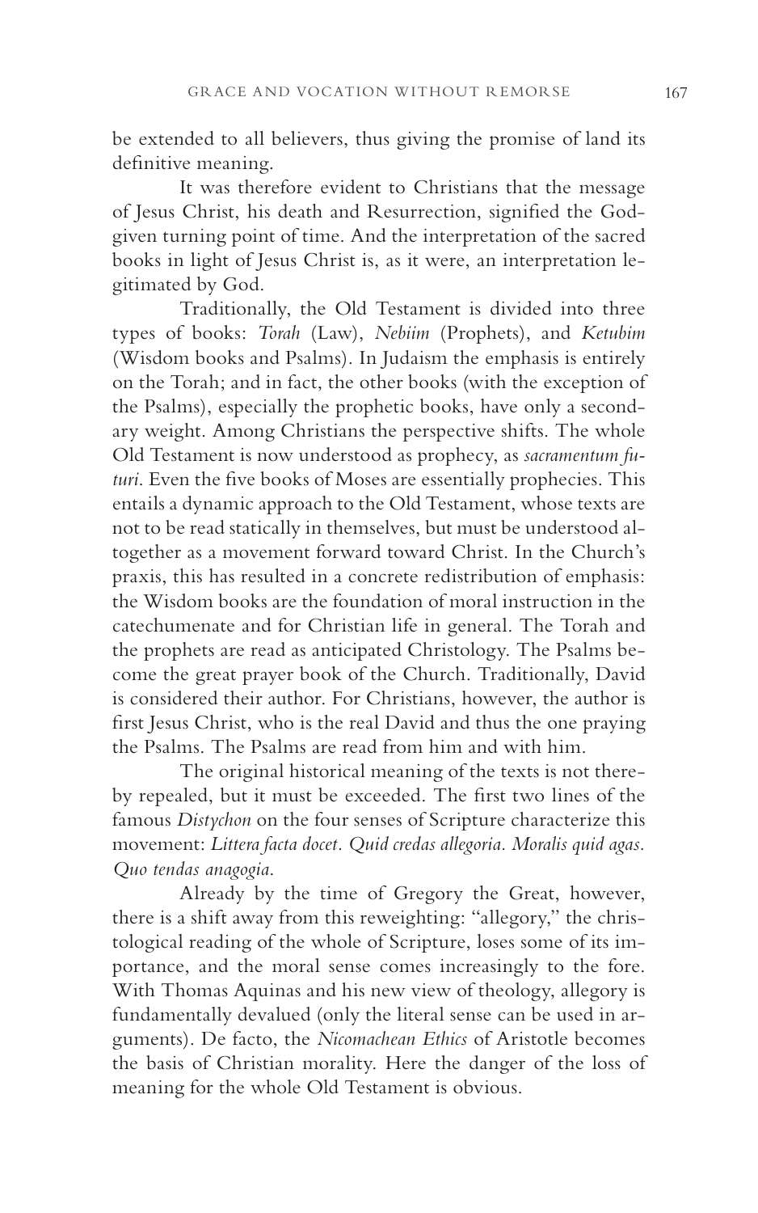be extended to all believers, thus giving the promise of land its definitive meaning.

It was therefore evident to Christians that the message of Jesus Christ, his death and Resurrection, signified the God-given turning point of time. And the interpretation of the sacred books in light of Jesus Christ is, as it were, an interpretation legitimated by God.

Traditionally, the Old Testament is divided into three types of books: *Torah* (Law), *Nebiim* (Prophets), and *Ketubim* (Wisdom books and Psalms). In Judaism the emphasis is entirely on the Torah; and in fact, the other books (with the exception of the Psalms), especially the prophetic books, have only a secondary weight. Among Christians the perspective shifts. The whole Old Testament is now understood as prophecy, as *sacramentum futuri*. Even the five books of Moses are essentially prophecies. This entails a dynamic approach to the Old Testament, whose texts are not to be read statically in themselves, but must be understood altogether as a movement forward toward Christ. In the Church's praxis, this has resulted in a concrete redistribution of emphasis: the Wisdom books are the foundation of moral instruction in the catechumenate and for Christian life in general. The Torah and the prophets are read as anticipated Christology. The Psalms become the great prayer book of the Church. Traditionally, David is considered their author. For Christians, however, the author is first Jesus Christ, who is the real David and thus the one praying the Psalms. The Psalms are read from him and with him.

The original historical meaning of the texts is not thereby repealed, but it must be exceeded. The first two lines of the famous *Distychon* on the four senses of Scripture characterize this movement: *Littera facta docet. Quid credas allegoria. Moralis quid agas. Quo tendas anagogia.*

Already by the time of Gregory the Great, however, there is a shift away from this reweighting: "allegory," the christological reading of the whole of Scripture, loses some of its importance, and the moral sense comes increasingly to the fore. With Thomas Aquinas and his new view of theology, allegory is fundamentally devalued (only the literal sense can be used in arguments). De facto, the *Nicomachean Ethics* of Aristotle becomes the basis of Christian morality. Here the danger of the loss of meaning for the whole Old Testament is obvious.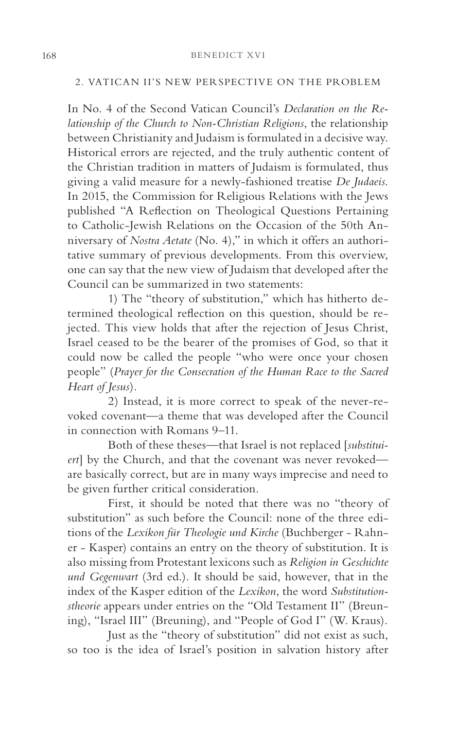## 2. VATICAN II'S NEW PERSPECTIVE ON THE PROBLEM

In No. 4 of the Second Vatican Council's *Declaration on the Relationship of the Church to Non-Christian Religions*, the relationship between Christianity and Judaism is formulated in a decisive way. Historical errors are rejected, and the truly authentic content of the Christian tradition in matters of Judaism is formulated, thus giving a valid measure for a newly-fashioned treatise *De Judaeis*. In 2015, the Commission for Religious Relations with the Jews published "A Reflection on Theological Questions Pertaining to Catholic-Jewish Relations on the Occasion of the 50th Anniversary of *Nostra Aetate* (No. 4)," in which it offers an authoritative summary of previous developments. From this overview, one can say that the new view of Judaism that developed after the Council can be summarized in two statements:

1) The "theory of substitution," which has hitherto determined theological reflection on this question, should be rejected. This view holds that after the rejection of Jesus Christ, Israel ceased to be the bearer of the promises of God, so that it could now be called the people "who were once your chosen people" (*Prayer for the Consecration of the Human Race to the Sacred Heart of Jesus*).

2) Instead, it is more correct to speak of the never-revoked covenant—a theme that was developed after the Council in connection with Romans 9–11.

Both of these theses—that Israel is not replaced [*substituiert*] by the Church, and that the covenant was never revoked—are basically correct, but are in many ways imprecise and need to be given further critical consideration.

First, it should be noted that there was no "theory of substitution" as such before the Council: none of the three editions of the *Lexikon für Theologie und Kirche* (Buchberger - Rahner - Kasper) contains an entry on the theory of substitution. It is also missing from Protestant lexicons such as *Religion in Geschichte und Gegenwart* (3rd ed.). It should be said, however, that in the index of the Kasper edition of the *Lexikon*, the word *Substitutionstheorie* appears under entries on the "Old Testament II" (Breuning), "Israel III" (Breuning), and "People of God I" (W. Kraus).

Just as the "theory of substitution" did not exist as such, so too is the idea of Israel's position in salvation history after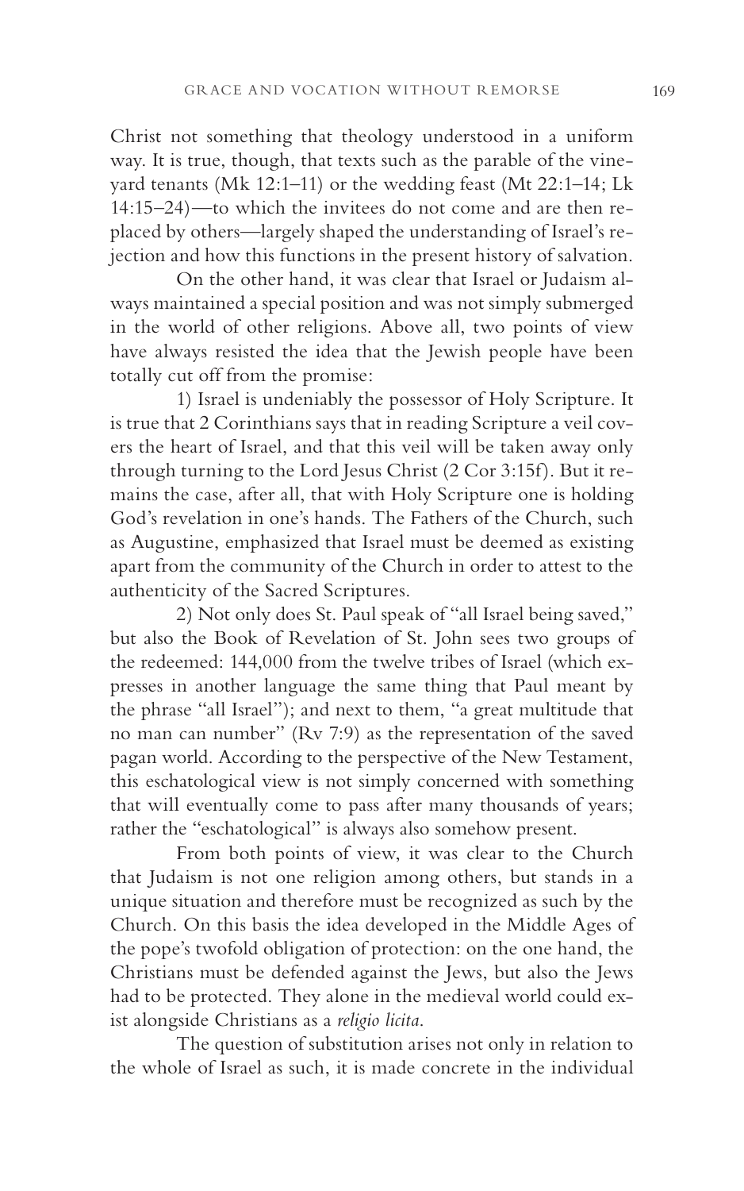Christ not something that theology understood in a uniform way. It is true, though, that texts such as the parable of the vineyard tenants (Mk 12:1–11) or the wedding feast (Mt 22:1–14; Lk 14:15–24)—to which the invitees do not come and are then replaced by others—largely shaped the understanding of Israel's rejection and how this functions in the present history of salvation.

On the other hand, it was clear that Israel or Judaism always maintained a special position and was not simply submerged in the world of other religions. Above all, two points of view have always resisted the idea that the Jewish people have been totally cut off from the promise:

1) Israel is undeniably the possessor of Holy Scripture. It is true that 2 Corinthians says that in reading Scripture a veil covers the heart of Israel, and that this veil will be taken away only through turning to the Lord Jesus Christ (2 Cor 3:15f). But it remains the case, after all, that with Holy Scripture one is holding God's revelation in one's hands. The Fathers of the Church, such as Augustine, emphasized that Israel must be deemed as existing apart from the community of the Church in order to attest to the authenticity of the Sacred Scriptures.

2) Not only does St. Paul speak of "all Israel being saved," but also the Book of Revelation of St. John sees two groups of the redeemed: 144,000 from the twelve tribes of Israel (which expresses in another language the same thing that Paul meant by the phrase "all Israel"); and next to them, "a great multitude that no man can number" (Rv 7:9) as the representation of the saved pagan world. According to the perspective of the New Testament, this eschatological view is not simply concerned with something that will eventually come to pass after many thousands of years; rather the "eschatological" is always also somehow present.

From both points of view, it was clear to the Church that Judaism is not one religion among others, but stands in a unique situation and therefore must be recognized as such by the Church. On this basis the idea developed in the Middle Ages of the pope's twofold obligation of protection: on the one hand, the Christians must be defended against the Jews, but also the Jews had to be protected. They alone in the medieval world could exist alongside Christians as a *religio licita*.

The question of substitution arises not only in relation to the whole of Israel as such, it is made concrete in the individual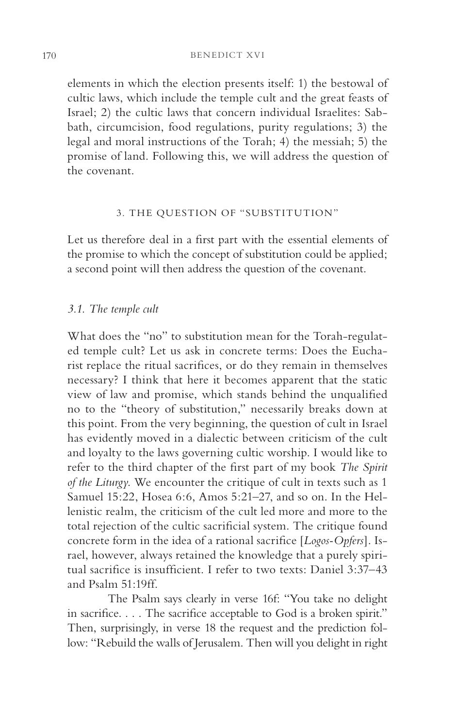elements in which the election presents itself: 1) the bestowal of cultic laws, which include the temple cult and the great feasts of Israel; 2) the cultic laws that concern individual Israelites: Sabbath, circumcision, food regulations, purity regulations; 3) the legal and moral instructions of the Torah; 4) the messiah; 5) the promise of land. Following this, we will address the question of the covenant.

## 3. THE QUESTION OF "SUBSTITUTION"

Let us therefore deal in a first part with the essential elements of the promise to which the concept of substitution could be applied; a second point will then address the question of the covenant.

### *3.1. The temple cult*

What does the "no" to substitution mean for the Torah-regulated temple cult? Let us ask in concrete terms: Does the Eucharist replace the ritual sacrifices, or do they remain in themselves necessary? I think that here it becomes apparent that the static view of law and promise, which stands behind the unqualified no to the "theory of substitution," necessarily breaks down at this point. From the very beginning, the question of cult in Israel has evidently moved in a dialectic between criticism of the cult and loyalty to the laws governing cultic worship. I would like to refer to the third chapter of the first part of my book *The Spirit of the Liturgy*. We encounter the critique of cult in texts such as 1 Samuel 15:22, Hosea 6:6, Amos 5:21–27, and so on. In the Hellenistic realm, the criticism of the cult led more and more to the total rejection of the cultic sacrificial system. The critique found concrete form in the idea of a rational sacrifice [*Logos-Opfers*]. Israel, however, always retained the knowledge that a purely spiritual sacrifice is insufficient. I refer to two texts: Daniel 3:37–43 and Psalm 51:19ff.

The Psalm says clearly in verse 16f: "You take no delight in sacrifice. . . . The sacrifice acceptable to God is a broken spirit." Then, surprisingly, in verse 18 the request and the prediction follow: "Rebuild the walls of Jerusalem. Then will you delight in right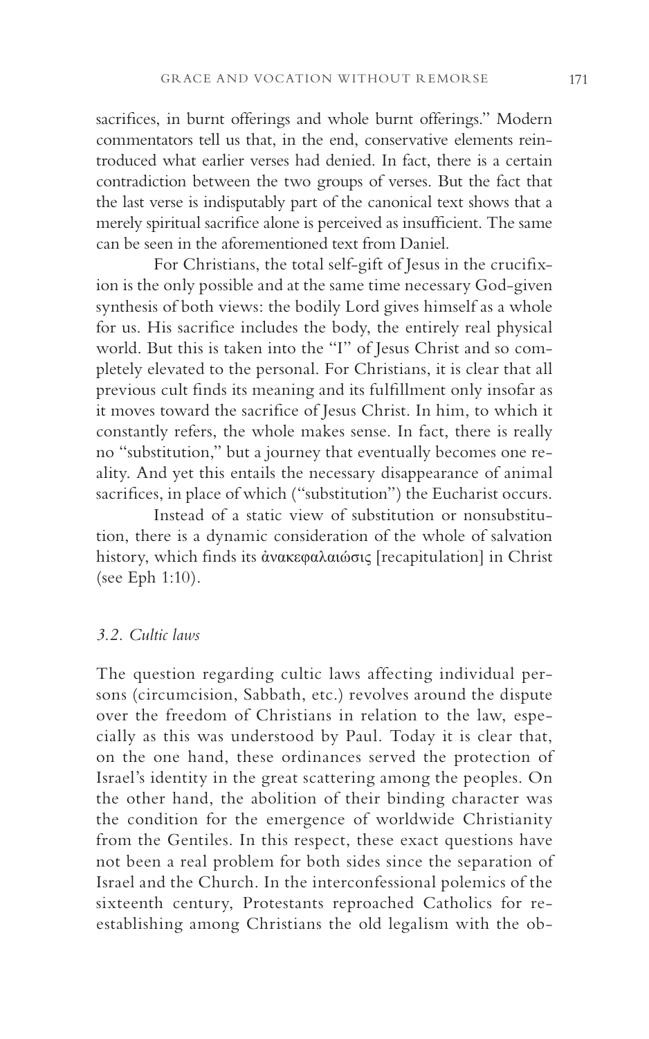sacrifices, in burnt offerings and whole burnt offerings." Modern commentators tell us that, in the end, conservative elements reintroduced what earlier verses had denied. In fact, there is a certain contradiction between the two groups of verses. But the fact that the last verse is indisputably part of the canonical text shows that a merely spiritual sacrifice alone is perceived as insufficient. The same can be seen in the aforementioned text from Daniel.

For Christians, the total self-gift of Jesus in the crucifixion is the only possible and at the same time necessary God-given synthesis of both views: the bodily Lord gives himself as a whole for us. His sacrifice includes the body, the entirely real physical world. But this is taken into the "I" of Jesus Christ and so completely elevated to the personal. For Christians, it is clear that all previous cult finds its meaning and its fulfillment only insofar as it moves toward the sacrifice of Jesus Christ. In him, to which it constantly refers, the whole makes sense. In fact, there is really no "substitution," but a journey that eventually becomes one reality. And yet this entails the necessary disappearance of animal sacrifices, in place of which ("substitution") the Eucharist occurs.

Instead of a static view of substitution or nonsubstitution, there is a dynamic consideration of the whole of salvation history, which finds its ἀνακεφαλαιώσις [recapitulation] in Christ (see Eph 1:10).

### *3.2. Cultic laws*

The question regarding cultic laws affecting individual persons (circumcision, Sabbath, etc.) revolves around the dispute over the freedom of Christians in relation to the law, especially as this was understood by Paul. Today it is clear that, on the one hand, these ordinances served the protection of Israel's identity in the great scattering among the peoples. On the other hand, the abolition of their binding character was the condition for the emergence of worldwide Christianity from the Gentiles. In this respect, these exact questions have not been a real problem for both sides since the separation of Israel and the Church. In the interconfessional polemics of the sixteenth century, Protestants reproached Catholics for reestablishing among Christians the old legalism with the ob-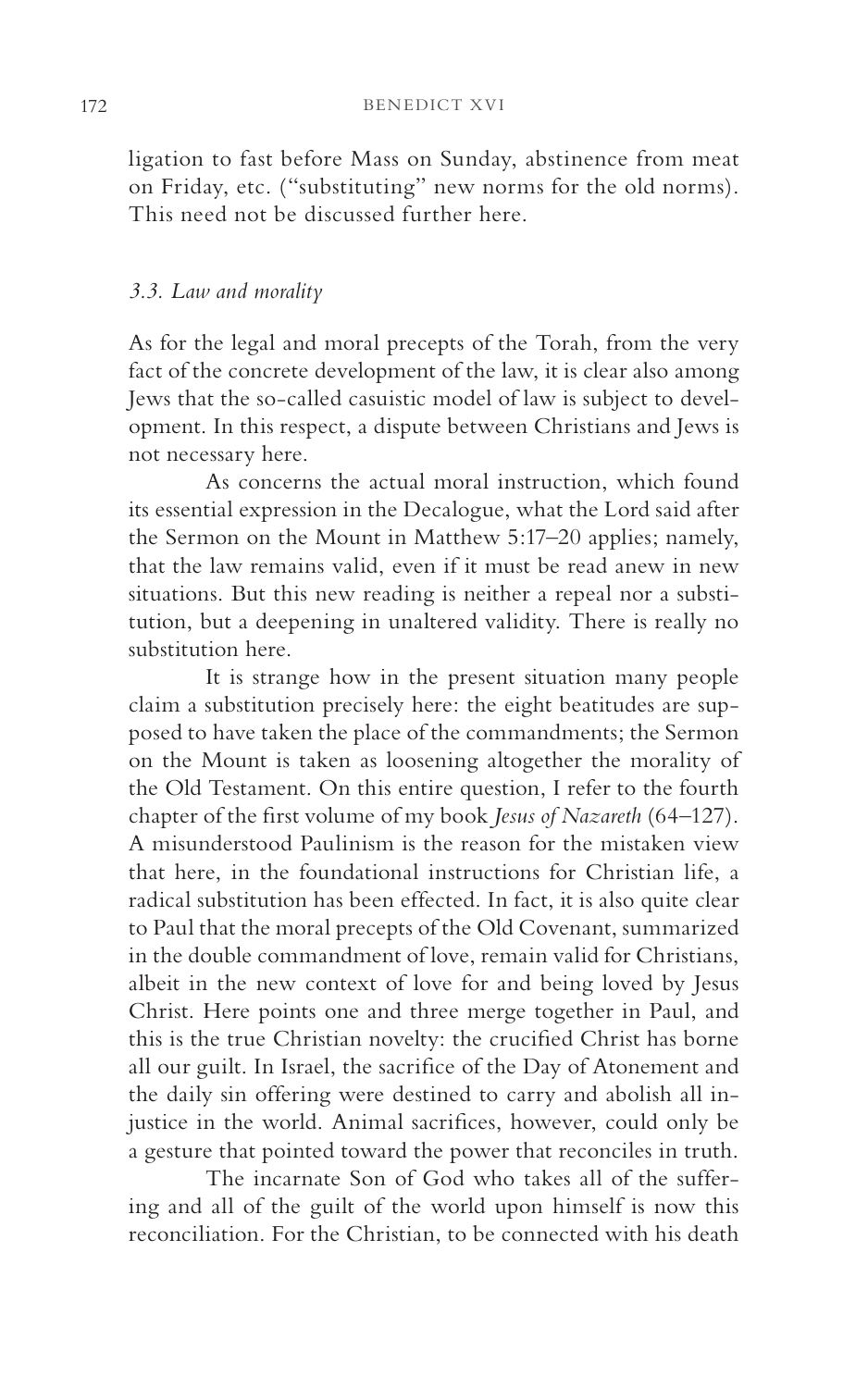ligation to fast before Mass on Sunday, abstinence from meat on Friday, etc. ("substituting" new norms for the old norms). This need not be discussed further here.

### *3.3. Law and morality*

As for the legal and moral precepts of the Torah, from the very fact of the concrete development of the law, it is clear also among Jews that the so-called casuistic model of law is subject to development. In this respect, a dispute between Christians and Jews is not necessary here.

As concerns the actual moral instruction, which found its essential expression in the Decalogue, what the Lord said after the Sermon on the Mount in Matthew 5:17–20 applies; namely, that the law remains valid, even if it must be read anew in new situations. But this new reading is neither a repeal nor a substitution, but a deepening in unaltered validity. There is really no substitution here.

It is strange how in the present situation many people claim a substitution precisely here: the eight beatitudes are supposed to have taken the place of the commandments; the Sermon on the Mount is taken as loosening altogether the morality of the Old Testament. On this entire question, I refer to the fourth chapter of the first volume of my book *Jesus of Nazareth* (64–127). A misunderstood Paulinism is the reason for the mistaken view that here, in the foundational instructions for Christian life, a radical substitution has been effected. In fact, it is also quite clear to Paul that the moral precepts of the Old Covenant, summarized in the double commandment of love, remain valid for Christians, albeit in the new context of love for and being loved by Jesus Christ. Here points one and three merge together in Paul, and this is the true Christian novelty: the crucified Christ has borne all our guilt. In Israel, the sacrifice of the Day of Atonement and the daily sin offering were destined to carry and abolish all injustice in the world. Animal sacrifices, however, could only be a gesture that pointed toward the power that reconciles in truth.

The incarnate Son of God who takes all of the suffering and all of the guilt of the world upon himself is now this reconciliation. For the Christian, to be connected with his death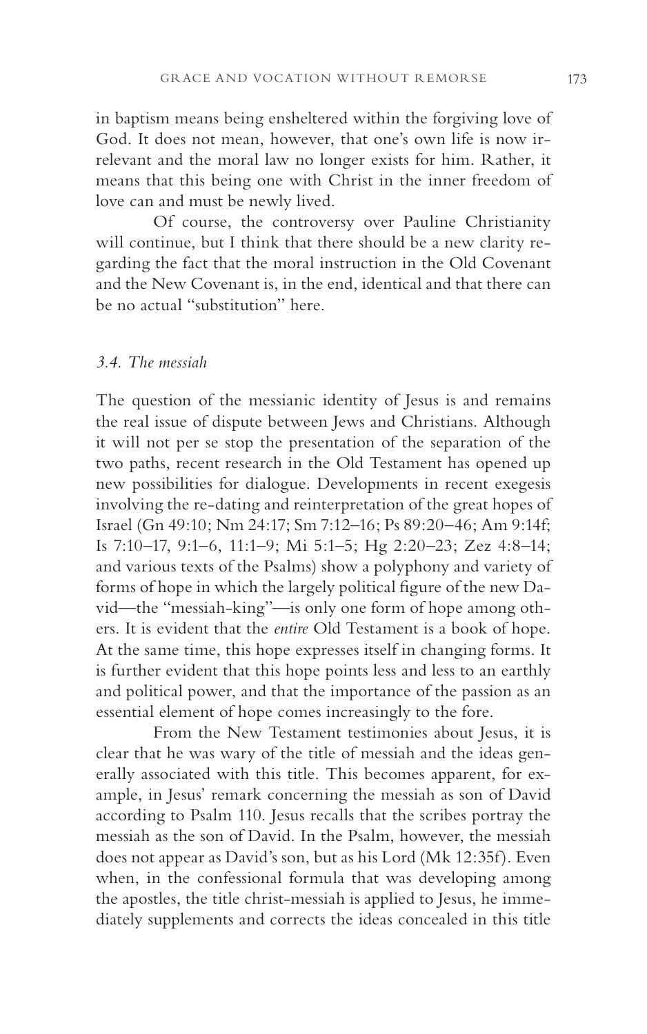in baptism means being ensheltered within the forgiving love of God. It does not mean, however, that one's own life is now irrelevant and the moral law no longer exists for him. Rather, it means that this being one with Christ in the inner freedom of love can and must be newly lived.

Of course, the controversy over Pauline Christianity will continue, but I think that there should be a new clarity regarding the fact that the moral instruction in the Old Covenant and the New Covenant is, in the end, identical and that there can be no actual "substitution" here.

### *3.4. The messiah*

The question of the messianic identity of Jesus is and remains the real issue of dispute between Jews and Christians. Although it will not per se stop the presentation of the separation of the two paths, recent research in the Old Testament has opened up new possibilities for dialogue. Developments in recent exegesis involving the re-dating and reinterpretation of the great hopes of Israel (Gn 49:10; Nm 24:17; Sm 7:12–16; Ps 89:20–46; Am 9:14f; Is 7:10–17, 9:1–6, 11:1–9; Mi 5:1–5; Hg 2:20–23; Zez 4:8–14; and various texts of the Psalms) show a polyphony and variety of forms of hope in which the largely political figure of the new David—the "messiah-king"—is only one form of hope among others. It is evident that the *entire* Old Testament is a book of hope. At the same time, this hope expresses itself in changing forms. It is further evident that this hope points less and less to an earthly and political power, and that the importance of the passion as an essential element of hope comes increasingly to the fore.

From the New Testament testimonies about Jesus, it is clear that he was wary of the title of messiah and the ideas generally associated with this title. This becomes apparent, for example, in Jesus' remark concerning the messiah as son of David according to Psalm 110. Jesus recalls that the scribes portray the messiah as the son of David. In the Psalm, however, the messiah does not appear as David's son, but as his Lord (Mk 12:35f). Even when, in the confessional formula that was developing among the apostles, the title christ-messiah is applied to Jesus, he immediately supplements and corrects the ideas concealed in this title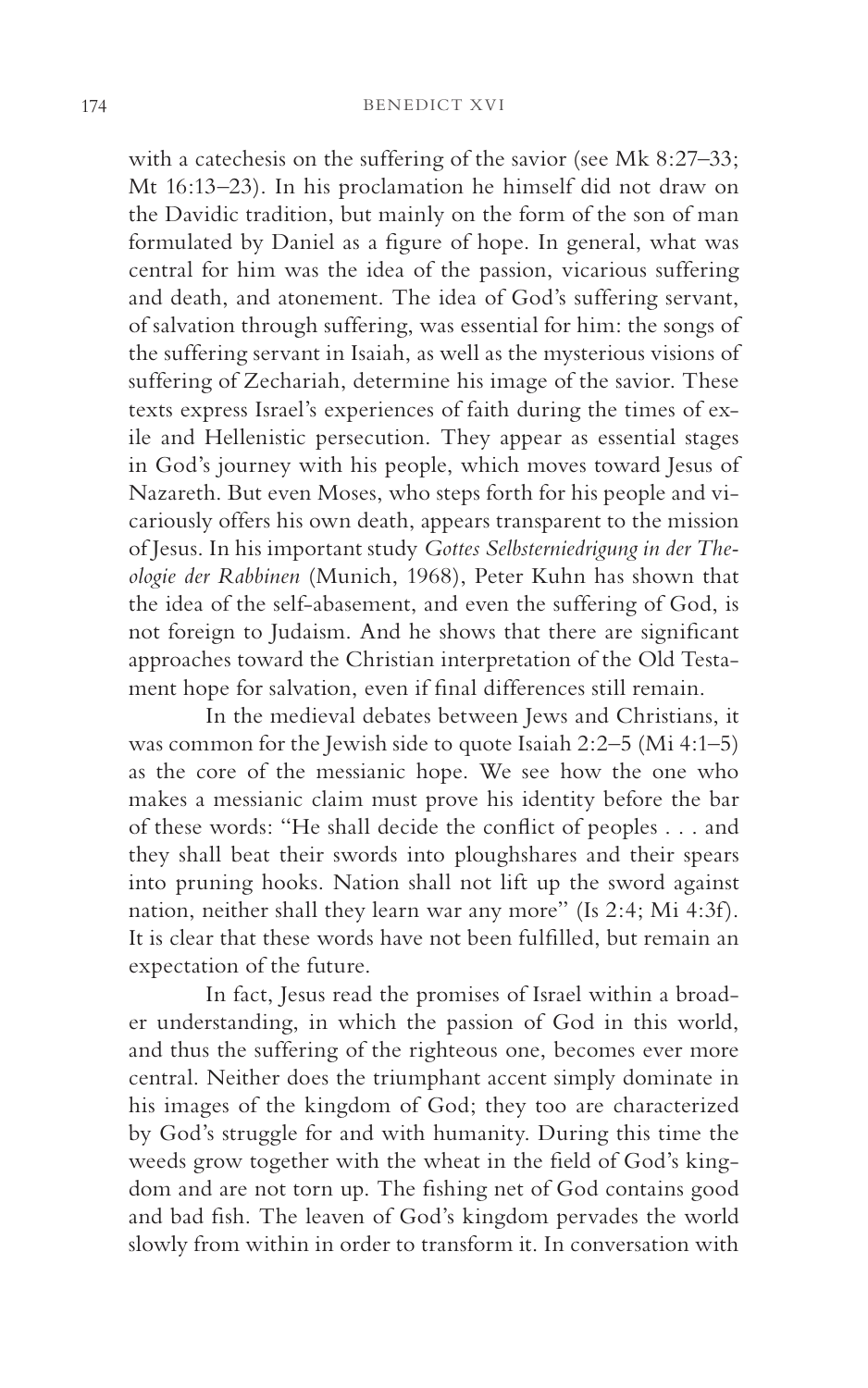with a catechesis on the suffering of the savior (see Mk 8:27–33; Mt 16:13–23). In his proclamation he himself did not draw on the Davidic tradition, but mainly on the form of the son of man formulated by Daniel as a figure of hope. In general, what was central for him was the idea of the passion, vicarious suffering and death, and atonement. The idea of God's suffering servant, of salvation through suffering, was essential for him: the songs of the suffering servant in Isaiah, as well as the mysterious visions of suffering of Zechariah, determine his image of the savior. These texts express Israel's experiences of faith during the times of exile and Hellenistic persecution. They appear as essential stages in God's journey with his people, which moves toward Jesus of Nazareth. But even Moses, who steps forth for his people and vicariously offers his own death, appears transparent to the mission of Jesus. In his important study *Gottes Selbsterniedrigung in der Theologie der Rabbinen* (Munich, 1968), Peter Kuhn has shown that the idea of the self-abasement, and even the suffering of God, is not foreign to Judaism. And he shows that there are significant approaches toward the Christian interpretation of the Old Testament hope for salvation, even if final differences still remain.

In the medieval debates between Jews and Christians, it was common for the Jewish side to quote Isaiah 2:2–5 (Mi 4:1–5) as the core of the messianic hope. We see how the one who makes a messianic claim must prove his identity before the bar of these words: "He shall decide the conflict of peoples . . . and they shall beat their swords into ploughshares and their spears into pruning hooks. Nation shall not lift up the sword against nation, neither shall they learn war any more" (Is 2:4; Mi 4:3f). It is clear that these words have not been fulfilled, but remain an expectation of the future.

In fact, Jesus read the promises of Israel within a broader understanding, in which the passion of God in this world, and thus the suffering of the righteous one, becomes ever more central. Neither does the triumphant accent simply dominate in his images of the kingdom of God; they too are characterized by God's struggle for and with humanity. During this time the weeds grow together with the wheat in the field of God's kingdom and are not torn up. The fishing net of God contains good and bad fish. The leaven of God's kingdom pervades the world slowly from within in order to transform it. In conversation with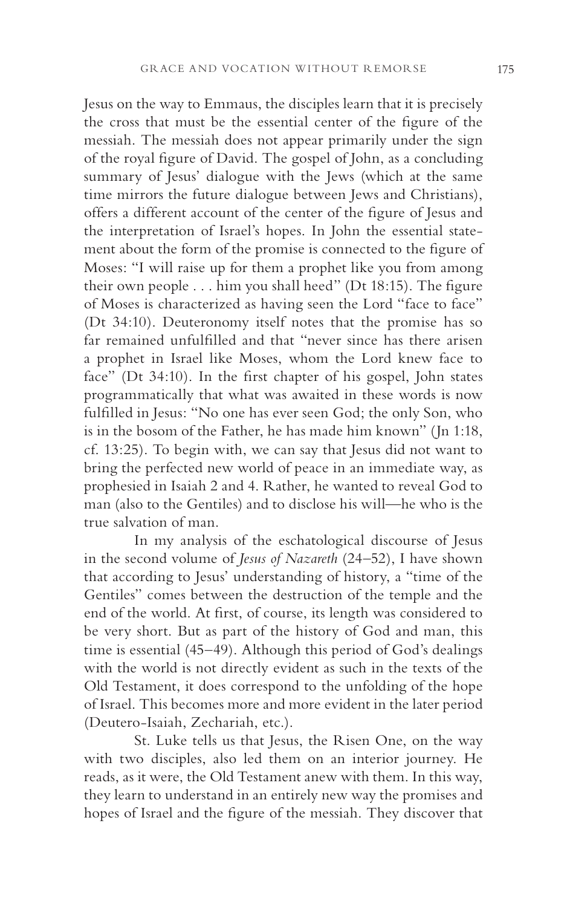Jesus on the way to Emmaus, the disciples learn that it is precisely the cross that must be the essential center of the figure of the messiah. The messiah does not appear primarily under the sign of the royal figure of David. The gospel of John, as a concluding summary of Jesus' dialogue with the Jews (which at the same time mirrors the future dialogue between Jews and Christians), offers a different account of the center of the figure of Jesus and the interpretation of Israel's hopes. In John the essential statement about the form of the promise is connected to the figure of Moses: "I will raise up for them a prophet like you from among their own people . . . him you shall heed" (Dt 18:15). The figure of Moses is characterized as having seen the Lord "face to face" (Dt 34:10). Deuteronomy itself notes that the promise has so far remained unfulfilled and that "never since has there arisen a prophet in Israel like Moses, whom the Lord knew face to face" (Dt 34:10). In the first chapter of his gospel, John states programmatically that what was awaited in these words is now fulfilled in Jesus: "No one has ever seen God; the only Son, who is in the bosom of the Father, he has made him known" (Jn 1:18, cf. 13:25). To begin with, we can say that Jesus did not want to bring the perfected new world of peace in an immediate way, as prophesied in Isaiah 2 and 4. Rather, he wanted to reveal God to man (also to the Gentiles) and to disclose his will—he who is the true salvation of man.

In my analysis of the eschatological discourse of Jesus in the second volume of *Jesus of Nazareth* (24–52), I have shown that according to Jesus' understanding of history, a "time of the Gentiles" comes between the destruction of the temple and the end of the world. At first, of course, its length was considered to be very short. But as part of the history of God and man, this time is essential (45–49). Although this period of God's dealings with the world is not directly evident as such in the texts of the Old Testament, it does correspond to the unfolding of the hope of Israel. This becomes more and more evident in the later period (Deutero-Isaiah, Zechariah, etc.).

St. Luke tells us that Jesus, the Risen One, on the way with two disciples, also led them on an interior journey. He reads, as it were, the Old Testament anew with them. In this way, they learn to understand in an entirely new way the promises and hopes of Israel and the figure of the messiah. They discover that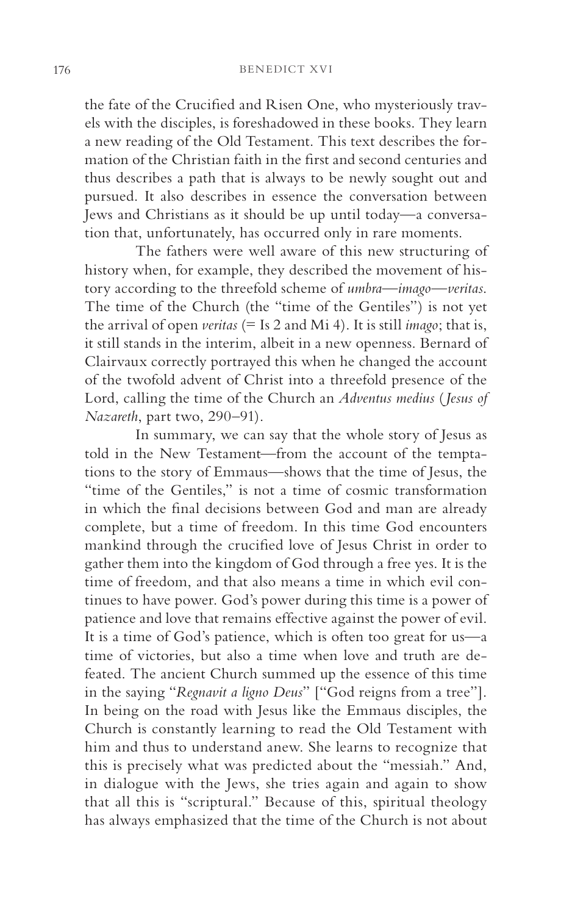the fate of the Crucified and Risen One, who mysteriously travels with the disciples, is foreshadowed in these books. They learn a new reading of the Old Testament. This text describes the formation of the Christian faith in the first and second centuries and thus describes a path that is always to be newly sought out and pursued. It also describes in essence the conversation between Jews and Christians as it should be up until today—a conversation that, unfortunately, has occurred only in rare moments.

The fathers were well aware of this new structuring of history when, for example, they described the movement of history according to the threefold scheme of *umbra*—*imago*—*veritas*. The time of the Church (the "time of the Gentiles") is not yet the arrival of open *veritas* (= Is 2 and Mi 4). It is still *imago*; that is, it still stands in the interim, albeit in a new openness. Bernard of Clairvaux correctly portrayed this when he changed the account of the twofold advent of Christ into a threefold presence of the Lord, calling the time of the Church an *Adventus medius* (*Jesus of Nazareth*, part two, 290–91).

In summary, we can say that the whole story of Jesus as told in the New Testament—from the account of the temptations to the story of Emmaus—shows that the time of Jesus, the "time of the Gentiles," is not a time of cosmic transformation in which the final decisions between God and man are already complete, but a time of freedom. In this time God encounters mankind through the crucified love of Jesus Christ in order to gather them into the kingdom of God through a free yes. It is the time of freedom, and that also means a time in which evil continues to have power. God's power during this time is a power of patience and love that remains effective against the power of evil. It is a time of God's patience, which is often too great for us—a time of victories, but also a time when love and truth are defeated. The ancient Church summed up the essence of this time in the saying "*Regnavit a ligno Deus*" ["God reigns from a tree"]. In being on the road with Jesus like the Emmaus disciples, the Church is constantly learning to read the Old Testament with him and thus to understand anew. She learns to recognize that this is precisely what was predicted about the "messiah." And, in dialogue with the Jews, she tries again and again to show that all this is "scriptural." Because of this, spiritual theology has always emphasized that the time of the Church is not about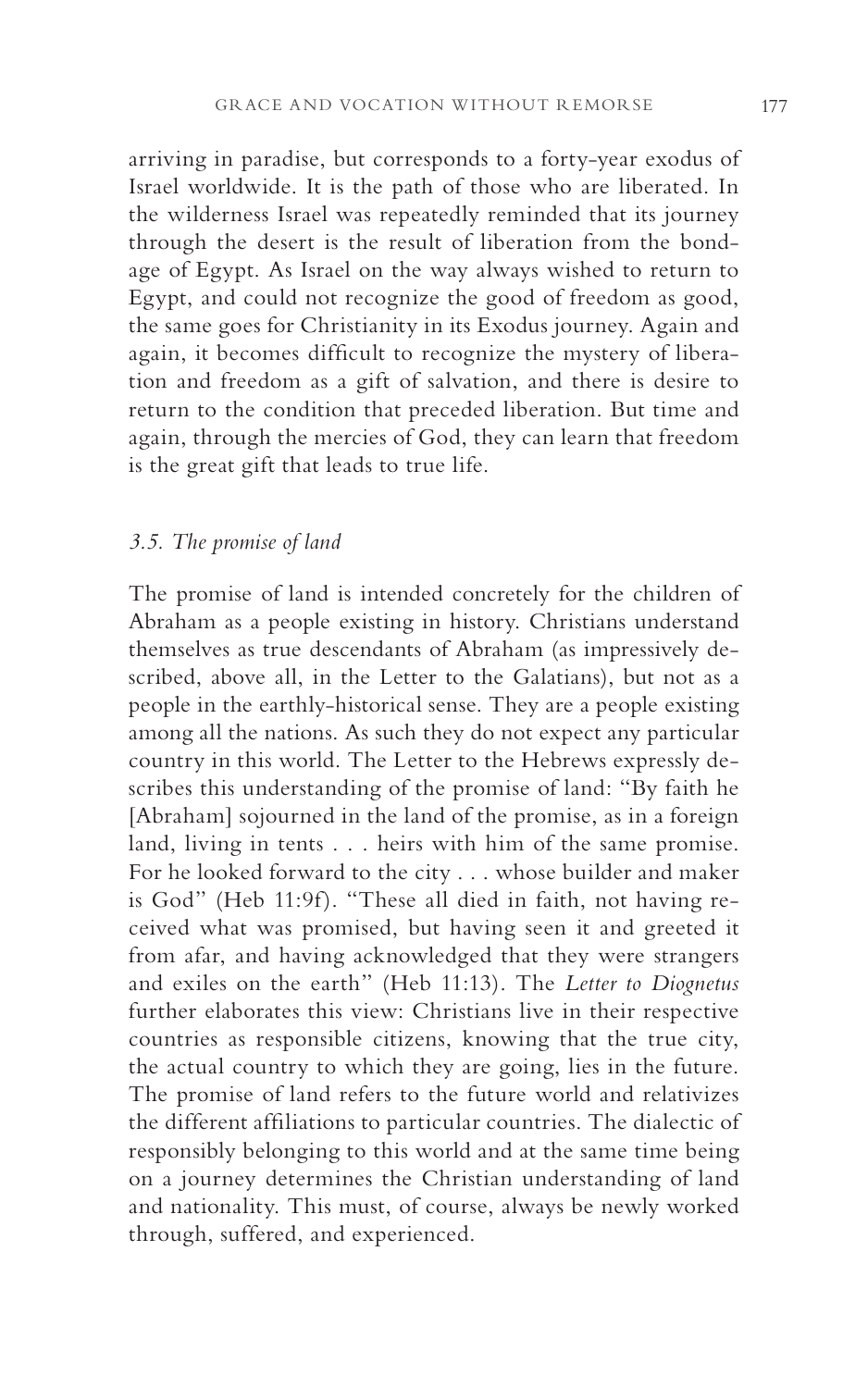arriving in paradise, but corresponds to a forty-year exodus of Israel worldwide. It is the path of those who are liberated. In the wilderness Israel was repeatedly reminded that its journey through the desert is the result of liberation from the bondage of Egypt. As Israel on the way always wished to return to Egypt, and could not recognize the good of freedom as good, the same goes for Christianity in its Exodus journey. Again and again, it becomes difficult to recognize the mystery of liberation and freedom as a gift of salvation, and there is desire to return to the condition that preceded liberation. But time and again, through the mercies of God, they can learn that freedom is the great gift that leads to true life.

### *3.5. The promise of land*

The promise of land is intended concretely for the children of Abraham as a people existing in history. Christians understand themselves as true descendants of Abraham (as impressively described, above all, in the Letter to the Galatians), but not as a people in the earthly-historical sense. They are a people existing among all the nations. As such they do not expect any particular country in this world. The Letter to the Hebrews expressly describes this understanding of the promise of land: "By faith he [Abraham] sojourned in the land of the promise, as in a foreign land, living in tents . . . heirs with him of the same promise. For he looked forward to the city . . . whose builder and maker is God" (Heb 11:9f). "These all died in faith, not having received what was promised, but having seen it and greeted it from afar, and having acknowledged that they were strangers and exiles on the earth" (Heb 11:13). The *Letter to Diognetus* further elaborates this view: Christians live in their respective countries as responsible citizens, knowing that the true city, the actual country to which they are going, lies in the future. The promise of land refers to the future world and relativizes the different affiliations to particular countries. The dialectic of responsibly belonging to this world and at the same time being on a journey determines the Christian understanding of land and nationality. This must, of course, always be newly worked through, suffered, and experienced.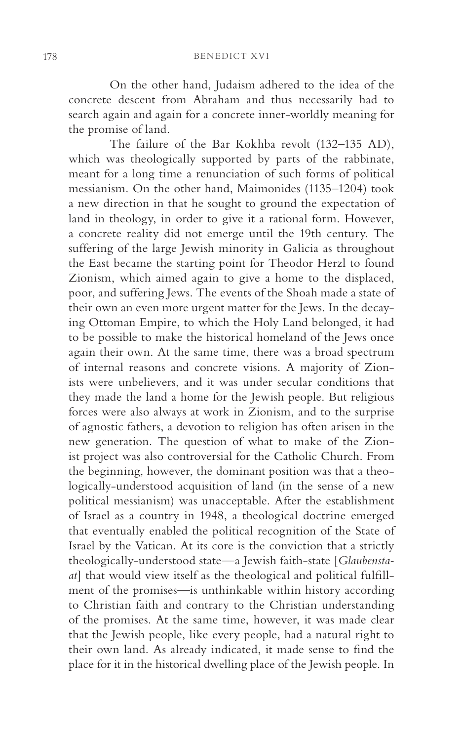On the other hand, Judaism adhered to the idea of the concrete descent from Abraham and thus necessarily had to search again and again for a concrete inner-worldly meaning for the promise of land.

The failure of the Bar Kokhba revolt (132–135 AD), which was theologically supported by parts of the rabbinate, meant for a long time a renunciation of such forms of political messianism. On the other hand, Maimonides (1135–1204) took a new direction in that he sought to ground the expectation of land in theology, in order to give it a rational form. However, a concrete reality did not emerge until the 19th century. The suffering of the large Jewish minority in Galicia as throughout the East became the starting point for Theodor Herzl to found Zionism, which aimed again to give a home to the displaced, poor, and suffering Jews. The events of the Shoah made a state of their own an even more urgent matter for the Jews. In the decaying Ottoman Empire, to which the Holy Land belonged, it had to be possible to make the historical homeland of the Jews once again their own. At the same time, there was a broad spectrum of internal reasons and concrete visions. A majority of Zionists were unbelievers, and it was under secular conditions that they made the land a home for the Jewish people. But religious forces were also always at work in Zionism, and to the surprise of agnostic fathers, a devotion to religion has often arisen in the new generation. The question of what to make of the Zionist project was also controversial for the Catholic Church. From the beginning, however, the dominant position was that a theologically-understood acquisition of land (in the sense of a new political messianism) was unacceptable. After the establishment of Israel as a country in 1948, a theological doctrine emerged that eventually enabled the political recognition of the State of Israel by the Vatican. At its core is the conviction that a strictly theologically-understood state—a Jewish faith-state [*Glaubenstaat*] that would view itself as the theological and political fulfillment of the promises—is unthinkable within history according to Christian faith and contrary to the Christian understanding of the promises. At the same time, however, it was made clear that the Jewish people, like every people, had a natural right to their own land. As already indicated, it made sense to find the place for it in the historical dwelling place of the Jewish people. In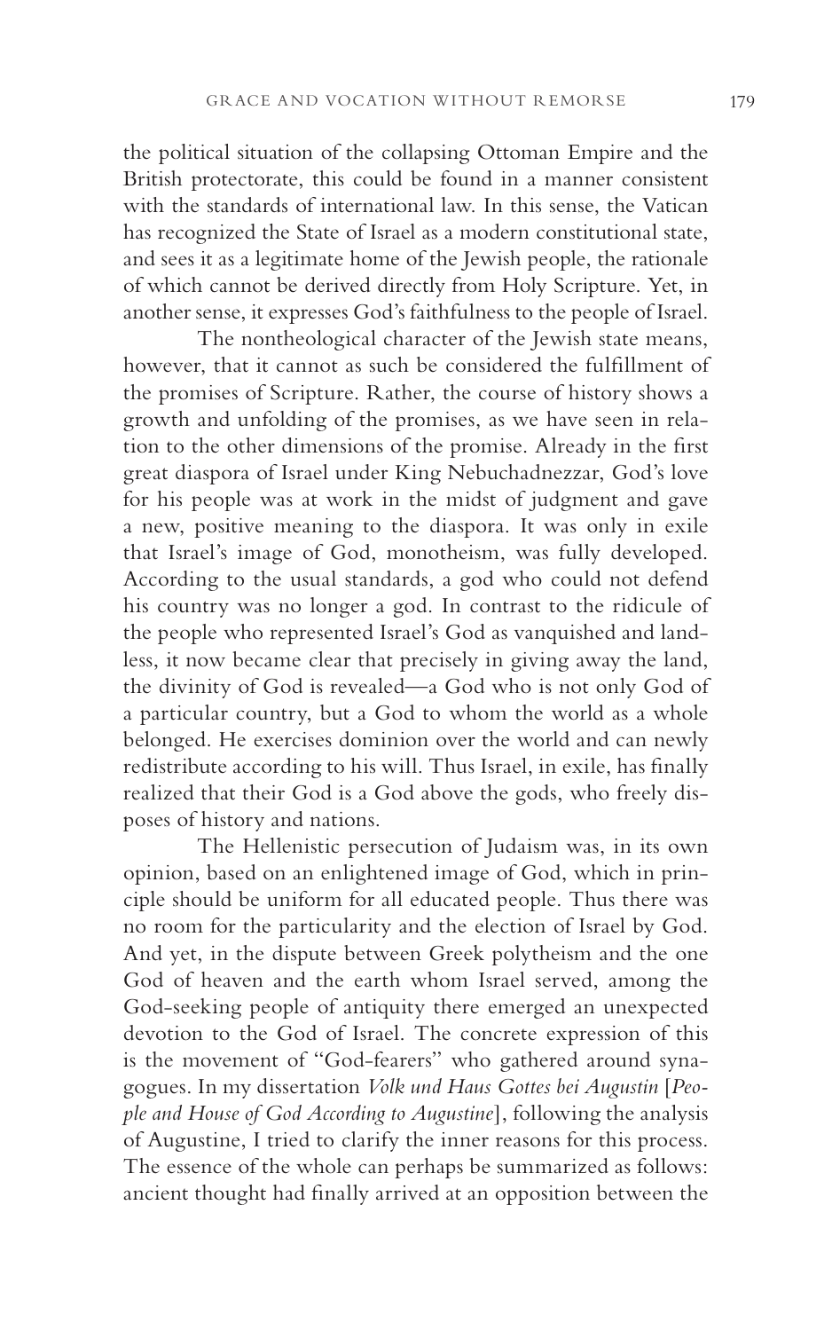the political situation of the collapsing Ottoman Empire and the British protectorate, this could be found in a manner consistent with the standards of international law. In this sense, the Vatican has recognized the State of Israel as a modern constitutional state, and sees it as a legitimate home of the Jewish people, the rationale of which cannot be derived directly from Holy Scripture. Yet, in another sense, it expresses God's faithfulness to the people of Israel.

The nontheological character of the Jewish state means, however, that it cannot as such be considered the fulfillment of the promises of Scripture. Rather, the course of history shows a growth and unfolding of the promises, as we have seen in relation to the other dimensions of the promise. Already in the first great diaspora of Israel under King Nebuchadnezzar, God's love for his people was at work in the midst of judgment and gave a new, positive meaning to the diaspora. It was only in exile that Israel's image of God, monotheism, was fully developed. According to the usual standards, a god who could not defend his country was no longer a god. In contrast to the ridicule of the people who represented Israel's God as vanquished and landless, it now became clear that precisely in giving away the land, the divinity of God is revealed—a God who is not only God of a particular country, but a God to whom the world as a whole belonged. He exercises dominion over the world and can newly redistribute according to his will. Thus Israel, in exile, has finally realized that their God is a God above the gods, who freely disposes of history and nations.

The Hellenistic persecution of Judaism was, in its own opinion, based on an enlightened image of God, which in principle should be uniform for all educated people. Thus there was no room for the particularity and the election of Israel by God. And yet, in the dispute between Greek polytheism and the one God of heaven and the earth whom Israel served, among the God-seeking people of antiquity there emerged an unexpected devotion to the God of Israel. The concrete expression of this is the movement of "God-fearers" who gathered around synagogues. In my dissertation *Volk und Haus Gottes bei Augustin* [*People and House of God According to Augustine*], following the analysis of Augustine, I tried to clarify the inner reasons for this process. The essence of the whole can perhaps be summarized as follows: ancient thought had finally arrived at an opposition between the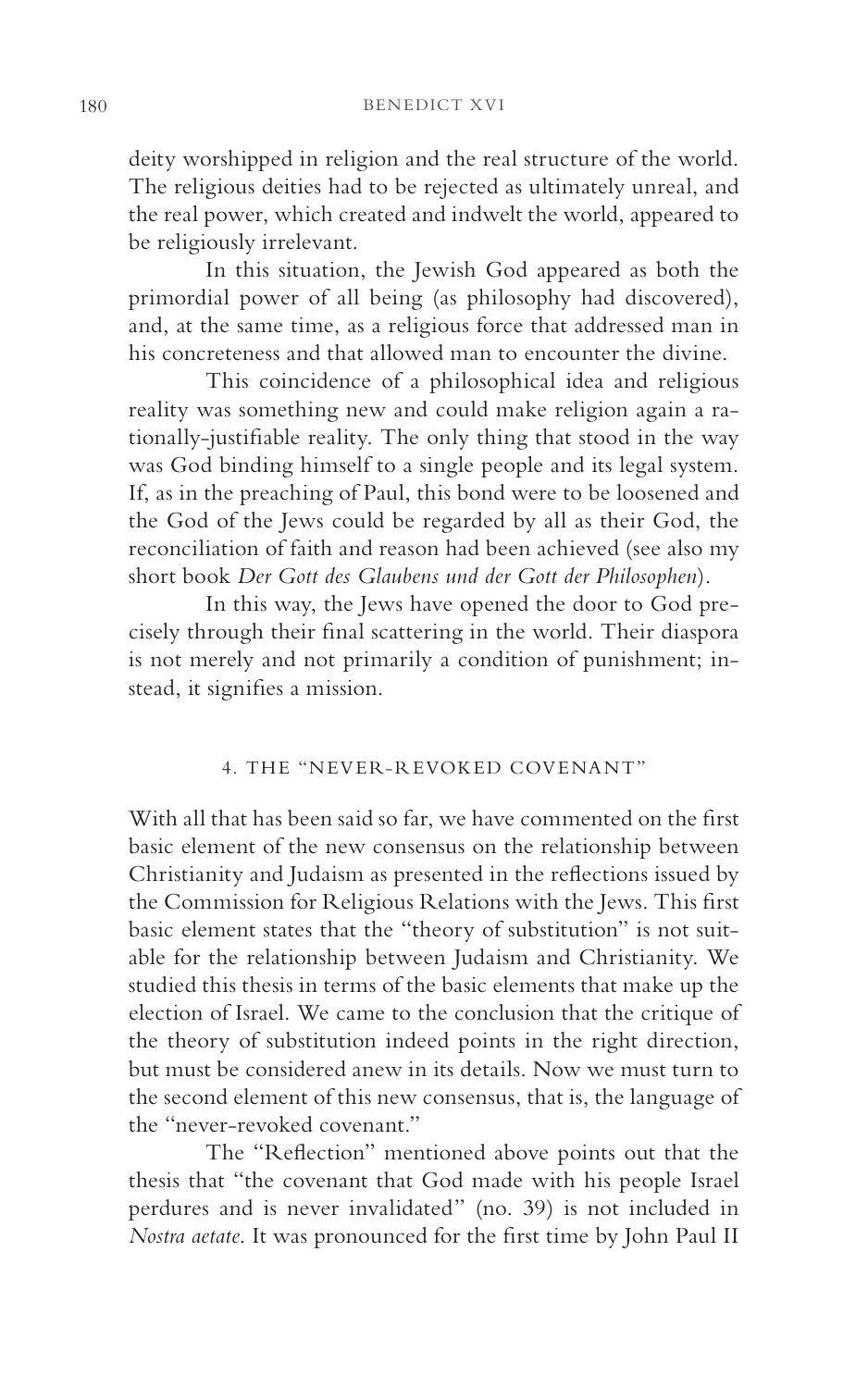deity worshipped in religion and the real structure of the world. The religious deities had to be rejected as ultimately unreal, and the real power, which created and indwelt the world, appeared to be religiously irrelevant.

In this situation, the Jewish God appeared as both the primordial power of all being (as philosophy had discovered), and, at the same time, as a religious force that addressed man in his concreteness and that allowed man to encounter the divine.

This coincidence of a philosophical idea and religious reality was something new and could make religion again a rationally-justifiable reality. The only thing that stood in the way was God binding himself to a single people and its legal system. If, as in the preaching of Paul, this bond were to be loosened and the God of the Jews could be regarded by all as their God, the reconciliation of faith and reason had been achieved (see also my short book *Der Gott des Glaubens und der Gott der Philosophen*).

In this way, the Jews have opened the door to God precisely through their final scattering in the world. Their diaspora is not merely and not primarily a condition of punishment; instead, it signifies a mission.

## 4. THE "NEVER-REVOKED COVENANT"

With all that has been said so far, we have commented on the first basic element of the new consensus on the relationship between Christianity and Judaism as presented in the reflections issued by the Commission for Religious Relations with the Jews. This first basic element states that the "theory of substitution" is not suitable for the relationship between Judaism and Christianity. We studied this thesis in terms of the basic elements that make up the election of Israel. We came to the conclusion that the critique of the theory of substitution indeed points in the right direction, but must be considered anew in its details. Now we must turn to the second element of this new consensus, that is, the language of the "never-revoked covenant."

The "Reflection" mentioned above points out that the thesis that "the covenant that God made with his people Israel perdures and is never invalidated" (no. 39) is not included in *Nostra aetate*. It was pronounced for the first time by John Paul II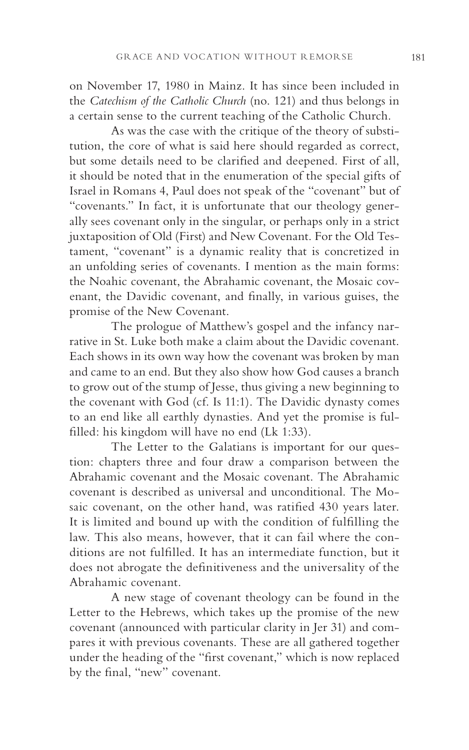on November 17, 1980 in Mainz. It has since been included in the *Catechism of the Catholic Church* (no. 121) and thus belongs in a certain sense to the current teaching of the Catholic Church.

As was the case with the critique of the theory of substitution, the core of what is said here should regarded as correct, but some details need to be clarified and deepened. First of all, it should be noted that in the enumeration of the special gifts of Israel in Romans 4, Paul does not speak of the "covenant" but of "covenants." In fact, it is unfortunate that our theology generally sees covenant only in the singular, or perhaps only in a strict juxtaposition of Old (First) and New Covenant. For the Old Testament, "covenant" is a dynamic reality that is concretized in an unfolding series of covenants. I mention as the main forms: the Noahic covenant, the Abrahamic covenant, the Mosaic covenant, the Davidic covenant, and finally, in various guises, the promise of the New Covenant.

The prologue of Matthew's gospel and the infancy narrative in St. Luke both make a claim about the Davidic covenant. Each shows in its own way how the covenant was broken by man and came to an end. But they also show how God causes a branch to grow out of the stump of Jesse, thus giving a new beginning to the covenant with God (cf. Is 11:1). The Davidic dynasty comes to an end like all earthly dynasties. And yet the promise is fulfilled: his kingdom will have no end (Lk 1:33).

The Letter to the Galatians is important for our question: chapters three and four draw a comparison between the Abrahamic covenant and the Mosaic covenant. The Abrahamic covenant is described as universal and unconditional. The Mosaic covenant, on the other hand, was ratified 430 years later. It is limited and bound up with the condition of fulfilling the law. This also means, however, that it can fail where the conditions are not fulfilled. It has an intermediate function, but it does not abrogate the definitiveness and the universality of the Abrahamic covenant.

A new stage of covenant theology can be found in the Letter to the Hebrews, which takes up the promise of the new covenant (announced with particular clarity in Jer 31) and compares it with previous covenants. These are all gathered together under the heading of the "first covenant," which is now replaced by the final, "new" covenant.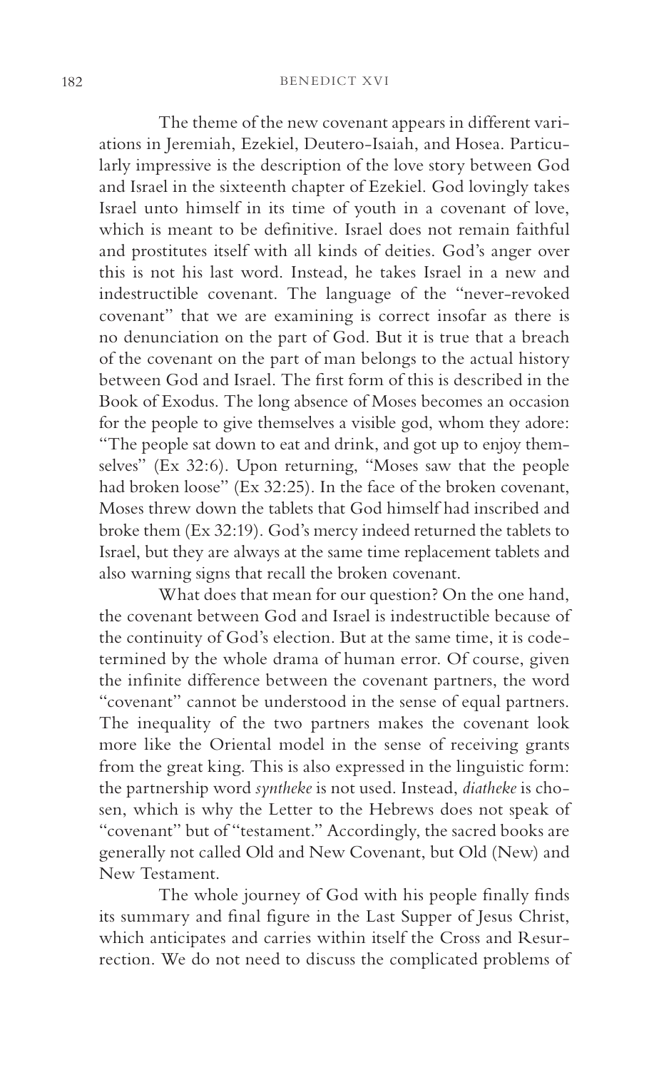The theme of the new covenant appears in different variations in Jeremiah, Ezekiel, Deutero-Isaiah, and Hosea. Particularly impressive is the description of the love story between God and Israel in the sixteenth chapter of Ezekiel. God lovingly takes Israel unto himself in its time of youth in a covenant of love, which is meant to be definitive. Israel does not remain faithful and prostitutes itself with all kinds of deities. God's anger over this is not his last word. Instead, he takes Israel in a new and indestructible covenant. The language of the "never-revoked covenant" that we are examining is correct insofar as there is no denunciation on the part of God. But it is true that a breach of the covenant on the part of man belongs to the actual history between God and Israel. The first form of this is described in the Book of Exodus. The long absence of Moses becomes an occasion for the people to give themselves a visible god, whom they adore: "The people sat down to eat and drink, and got up to enjoy themselves" (Ex 32:6). Upon returning, "Moses saw that the people had broken loose" (Ex 32:25). In the face of the broken covenant, Moses threw down the tablets that God himself had inscribed and broke them (Ex 32:19). God's mercy indeed returned the tablets to Israel, but they are always at the same time replacement tablets and also warning signs that recall the broken covenant.

What does that mean for our question? On the one hand, the covenant between God and Israel is indestructible because of the continuity of God's election. But at the same time, it is codetermined by the whole drama of human error. Of course, given the infinite difference between the covenant partners, the word "covenant" cannot be understood in the sense of equal partners. The inequality of the two partners makes the covenant look more like the Oriental model in the sense of receiving grants from the great king. This is also expressed in the linguistic form: the partnership word *syntheke* is not used. Instead, *diatheke* is chosen, which is why the Letter to the Hebrews does not speak of "covenant" but of "testament." Accordingly, the sacred books are generally not called Old and New Covenant, but Old (New) and New Testament.

The whole journey of God with his people finally finds its summary and final figure in the Last Supper of Jesus Christ, which anticipates and carries within itself the Cross and Resurrection. We do not need to discuss the complicated problems of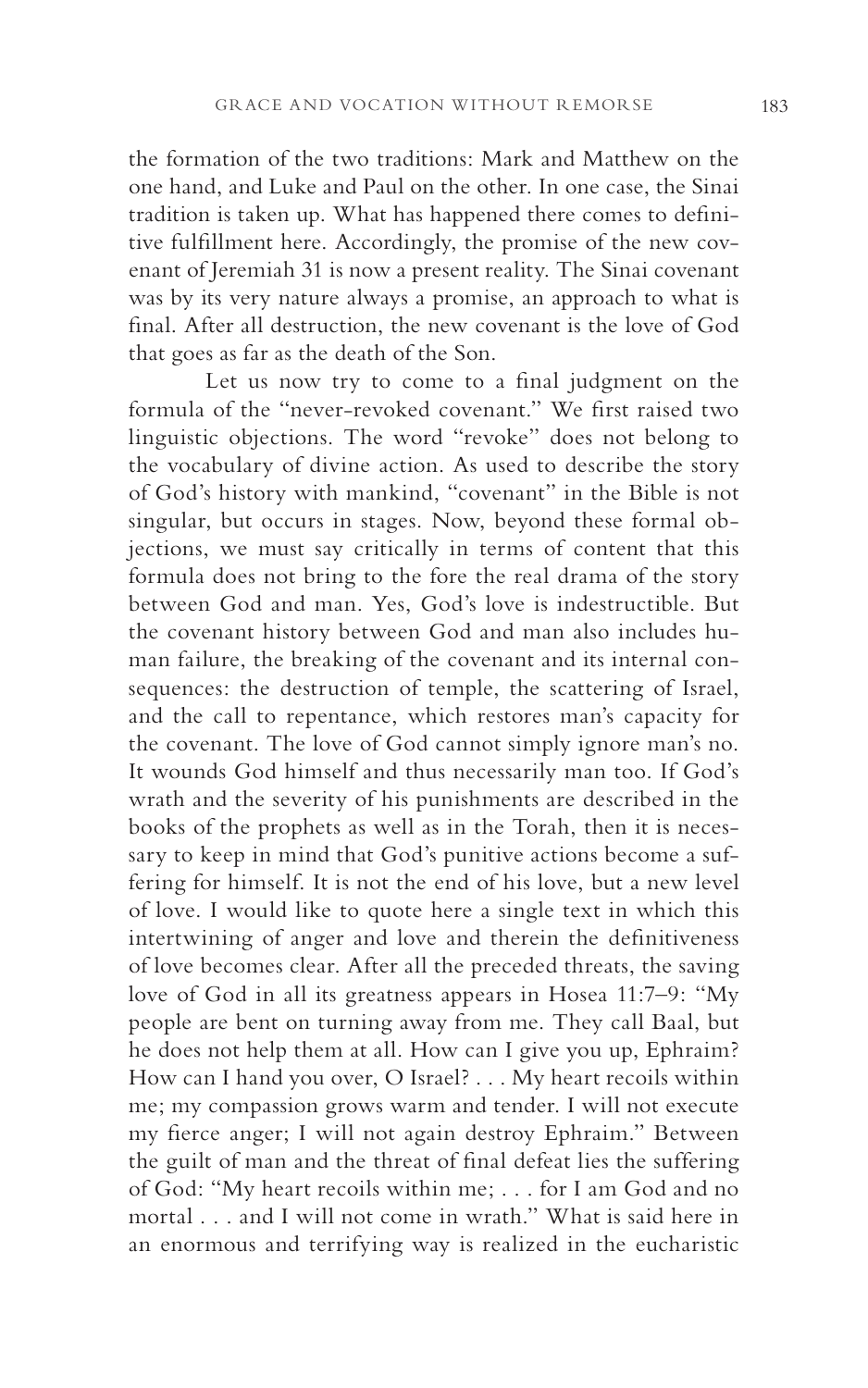the formation of the two traditions: Mark and Matthew on the one hand, and Luke and Paul on the other. In one case, the Sinai tradition is taken up. What has happened there comes to definitive fulfillment here. Accordingly, the promise of the new covenant of Jeremiah 31 is now a present reality. The Sinai covenant was by its very nature always a promise, an approach to what is final. After all destruction, the new covenant is the love of God that goes as far as the death of the Son.

Let us now try to come to a final judgment on the formula of the "never-revoked covenant." We first raised two linguistic objections. The word "revoke" does not belong to the vocabulary of divine action. As used to describe the story of God's history with mankind, "covenant" in the Bible is not singular, but occurs in stages. Now, beyond these formal objections, we must say critically in terms of content that this formula does not bring to the fore the real drama of the story between God and man. Yes, God's love is indestructible. But the covenant history between God and man also includes human failure, the breaking of the covenant and its internal consequences: the destruction of temple, the scattering of Israel, and the call to repentance, which restores man's capacity for the covenant. The love of God cannot simply ignore man's no. It wounds God himself and thus necessarily man too. If God's wrath and the severity of his punishments are described in the books of the prophets as well as in the Torah, then it is necessary to keep in mind that God's punitive actions become a suffering for himself. It is not the end of his love, but a new level of love. I would like to quote here a single text in which this intertwining of anger and love and therein the definitiveness of love becomes clear. After all the preceded threats, the saving love of God in all its greatness appears in Hosea 11:7–9: "My people are bent on turning away from me. They call Baal, but he does not help them at all. How can I give you up, Ephraim? How can I hand you over, O Israel? . . . My heart recoils within me; my compassion grows warm and tender. I will not execute my fierce anger; I will not again destroy Ephraim." Between the guilt of man and the threat of final defeat lies the suffering of God: "My heart recoils within me; . . . for I am God and no mortal . . . and I will not come in wrath." What is said here in an enormous and terrifying way is realized in the eucharistic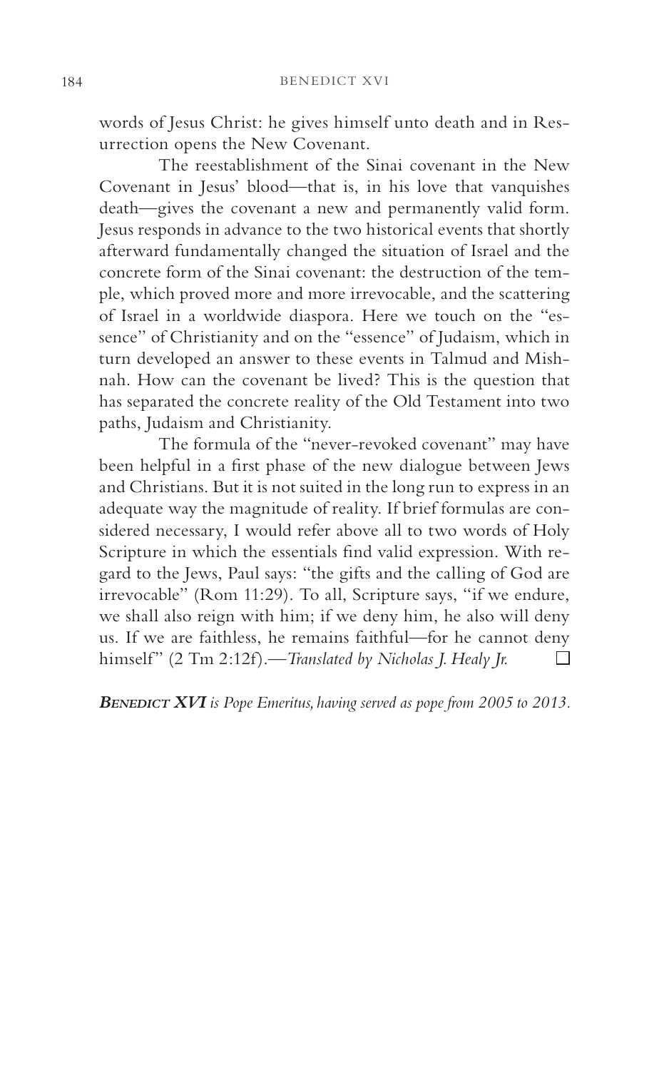words of Jesus Christ: he gives himself unto death and in Resurrection opens the New Covenant.

The reestablishment of the Sinai covenant in the New Covenant in Jesus' blood—that is, in his love that vanquishes death—gives the covenant a new and permanently valid form. Jesus responds in advance to the two historical events that shortly afterward fundamentally changed the situation of Israel and the concrete form of the Sinai covenant: the destruction of the temple, which proved more and more irrevocable, and the scattering of Israel in a worldwide diaspora. Here we touch on the "essence" of Christianity and on the "essence" of Judaism, which in turn developed an answer to these events in Talmud and Mishnah. How can the covenant be lived? This is the question that has separated the concrete reality of the Old Testament into two paths, Judaism and Christianity.

The formula of the "never-revoked covenant" may have been helpful in a first phase of the new dialogue between Jews and Christians. But it is not suited in the long run to express in an adequate way the magnitude of reality. If brief formulas are considered necessary, I would refer above all to two words of Holy Scripture in which the essentials find valid expression. With regard to the Jews, Paul says: "the gifts and the calling of God are irrevocable" (Rom 11:29). To all, Scripture says, "if we endure, we shall also reign with him; if we deny him, he also will deny us. If we are faithless, he remains faithful—for he cannot deny himself" (2 Tm 2:12f).—*Translated by Nicholas J. Healy Jr.* ☐

***Benedict XVI** is Pope Emeritus, having served as pope from 2005 to 2013.*